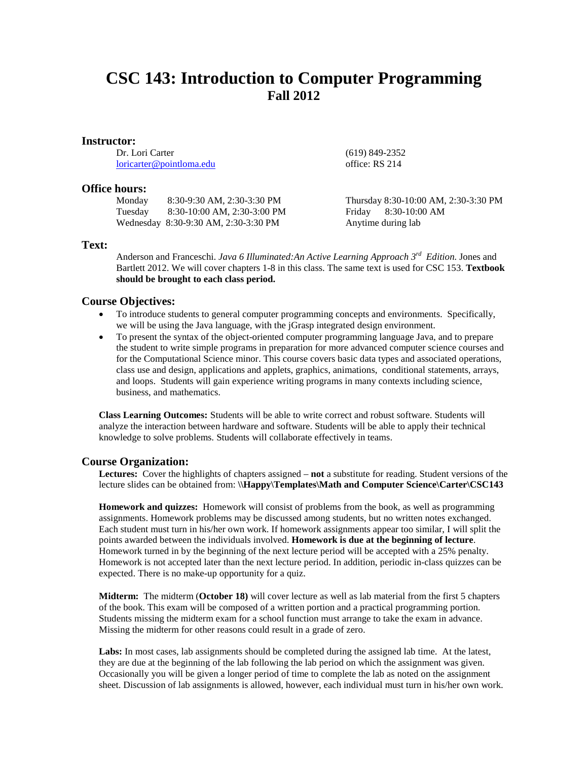# CSC 143: Introduction to Computer Programming
## Fall 2012

### Instructor:

Dr. Lori Carter
loricarter@pointloma.edu

(619) 849-2352
office: RS 214

### Office hours:

Monday 8:30-9:30 AM, 2:30-3:30 PM
Tuesday 8:30-10:00 AM, 2:30-3:00 PM
Wednesday 8:30-9:30 AM, 2:30-3:30 PM
Thursday 8:30-10:00 AM, 2:30-3:30 PM
Friday 8:30-10:00 AM
Anytime during lab

### Text:

Anderson and Franceschi. *Java 6 Illuminated:An Active Learning Approach 3rd Edition.* Jones and Bartlett 2012. We will cover chapters 1-8 in this class. The same text is used for CSC 153. **Textbook should be brought to each class period.**

### Course Objectives:

- To introduce students to general computer programming concepts and environments. Specifically, we will be using the Java language, with the jGrasp integrated design environment.
- To present the syntax of the object-oriented computer programming language Java, and to prepare the student to write simple programs in preparation for more advanced computer science courses and for the Computational Science minor. This course covers basic data types and associated operations, class use and design, applications and applets, graphics, animations, conditional statements, arrays, and loops. Students will gain experience writing programs in many contexts including science, business, and mathematics.

**Class Learning Outcomes:** Students will be able to write correct and robust software. Students will analyze the interaction between hardware and software. Students will be able to apply their technical knowledge to solve problems. Students will collaborate effectively in teams.

### Course Organization:

**Lectures:** Cover the highlights of chapters assigned – **not** a substitute for reading. Student versions of the lecture slides can be obtained from: **\\Happy\Templates\Math and Computer Science\Carter\CSC143**

**Homework and quizzes:** Homework will consist of problems from the book, as well as programming assignments. Homework problems may be discussed among students, but no written notes exchanged. Each student must turn in his/her own work. If homework assignments appear too similar, I will split the points awarded between the individuals involved. **Homework is due at the beginning of lecture**. Homework turned in by the beginning of the next lecture period will be accepted with a 25% penalty. Homework is not accepted later than the next lecture period. In addition, periodic in-class quizzes can be expected. There is no make-up opportunity for a quiz.

**Midterm:** The midterm (**October 18)** will cover lecture as well as lab material from the first 5 chapters of the book. This exam will be composed of a written portion and a practical programming portion. Students missing the midterm exam for a school function must arrange to take the exam in advance. Missing the midterm for other reasons could result in a grade of zero.

**Labs:** In most cases, lab assignments should be completed during the assigned lab time. At the latest, they are due at the beginning of the lab following the lab period on which the assignment was given. Occasionally you will be given a longer period of time to complete the lab as noted on the assignment sheet. Discussion of lab assignments is allowed, however, each individual must turn in his/her own work.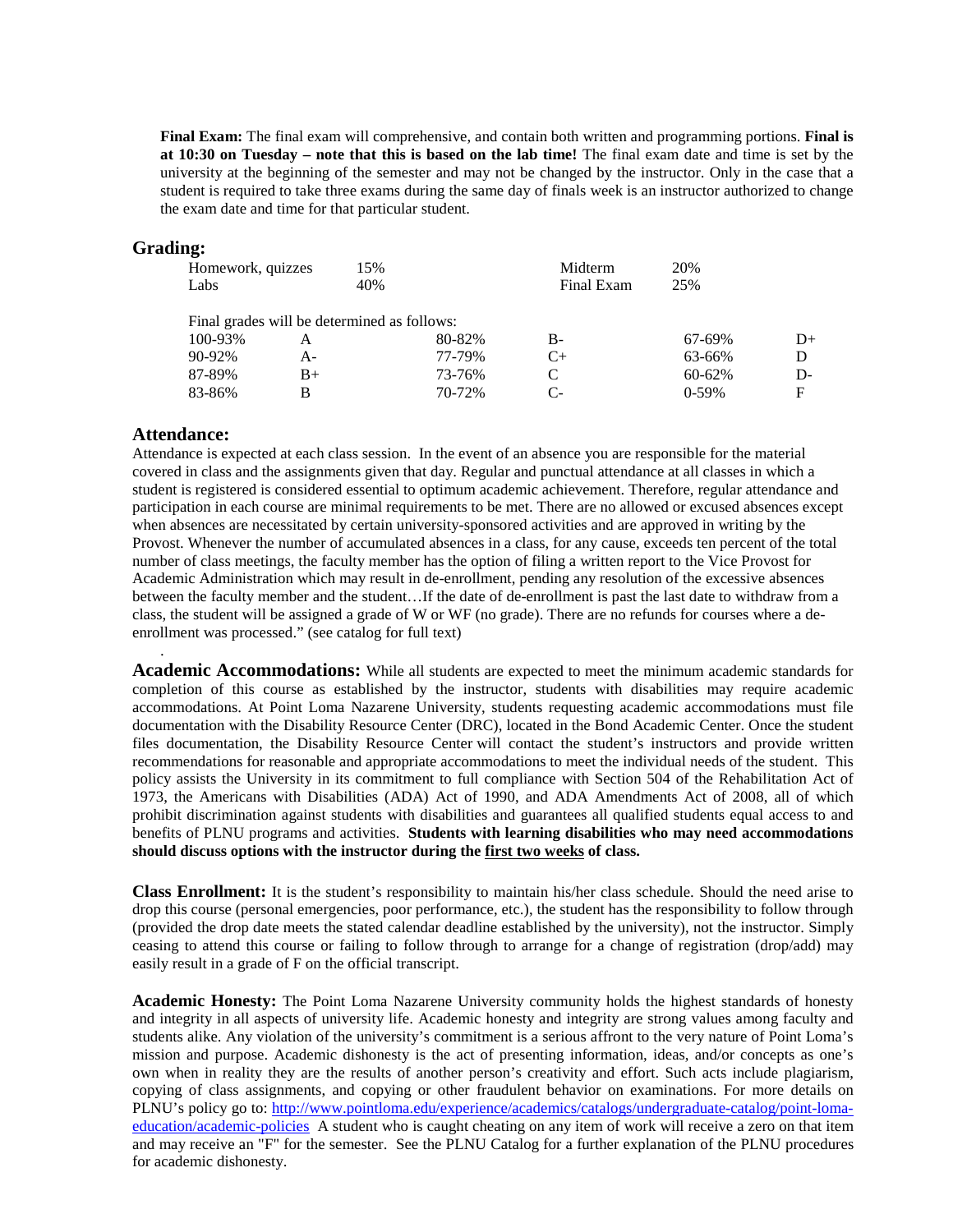**Final Exam:** The final exam will comprehensive, and contain both written and programming portions. **Final is at 10:30 on Tuesday – note that this is based on the lab time!** The final exam date and time is set by the university at the beginning of the semester and may not be changed by the instructor. Only in the case that a student is required to take three exams during the same day of finals week is an instructor authorized to change the exam date and time for that particular student.

## Grading:

| | | | |
|---|---|---|---|
| Homework, quizzes | 15% | Midterm | 20% |
| Labs | 40% | Final Exam | 25% |

Final grades will be determined as follows:

| | | | | | |
|---|---|---|---|---|---|
| 100-93% | A | 80-82% | B- | 67-69% | D+ |
| 90-92% | A- | 77-79% | C+ | 63-66% | D |
| 87-89% | B+ | 73-76% | C | 60-62% | D- |
| 83-86% | B | 70-72% | C- | 0-59% | F |

## Attendance:

Attendance is expected at each class session. In the event of an absence you are responsible for the material covered in class and the assignments given that day. Regular and punctual attendance at all classes in which a student is registered is considered essential to optimum academic achievement. Therefore, regular attendance and participation in each course are minimal requirements to be met. There are no allowed or excused absences except when absences are necessitated by certain university-sponsored activities and are approved in writing by the Provost. Whenever the number of accumulated absences in a class, for any cause, exceeds ten percent of the total number of class meetings, the faculty member has the option of filing a written report to the Vice Provost for Academic Administration which may result in de-enrollment, pending any resolution of the excessive absences between the faculty member and the student…If the date of de-enrollment is past the last date to withdraw from a class, the student will be assigned a grade of W or WF (no grade). There are no refunds for courses where a de-enrollment was processed." (see catalog for full text)

**Academic Accommodations:** While all students are expected to meet the minimum academic standards for completion of this course as established by the instructor, students with disabilities may require academic accommodations. At Point Loma Nazarene University, students requesting academic accommodations must file documentation with the Disability Resource Center (DRC), located in the Bond Academic Center. Once the student files documentation, the Disability Resource Center will contact the student's instructors and provide written recommendations for reasonable and appropriate accommodations to meet the individual needs of the student. This policy assists the University in its commitment to full compliance with Section 504 of the Rehabilitation Act of 1973, the Americans with Disabilities (ADA) Act of 1990, and ADA Amendments Act of 2008, all of which prohibit discrimination against students with disabilities and guarantees all qualified students equal access to and benefits of PLNU programs and activities. **Students with learning disabilities who may need accommodations should discuss options with the instructor during the first two weeks of class.**

**Class Enrollment:** It is the student's responsibility to maintain his/her class schedule. Should the need arise to drop this course (personal emergencies, poor performance, etc.), the student has the responsibility to follow through (provided the drop date meets the stated calendar deadline established by the university), not the instructor. Simply ceasing to attend this course or failing to follow through to arrange for a change of registration (drop/add) may easily result in a grade of F on the official transcript.

**Academic Honesty:** The Point Loma Nazarene University community holds the highest standards of honesty and integrity in all aspects of university life. Academic honesty and integrity are strong values among faculty and students alike. Any violation of the university's commitment is a serious affront to the very nature of Point Loma's mission and purpose. Academic dishonesty is the act of presenting information, ideas, and/or concepts as one's own when in reality they are the results of another person's creativity and effort. Such acts include plagiarism, copying of class assignments, and copying or other fraudulent behavior on examinations. For more details on PLNU's policy go to: [http://www.pointloma.edu/experience/academics/catalogs/undergraduate-catalog/point-loma-education/academic-policies](http://www.pointloma.edu/experience/academics/catalogs/undergraduate-catalog/point-loma-education/academic-policies) A student who is caught cheating on any item of work will receive a zero on that item and may receive an "F" for the semester. See the PLNU Catalog for a further explanation of the PLNU procedures for academic dishonesty.